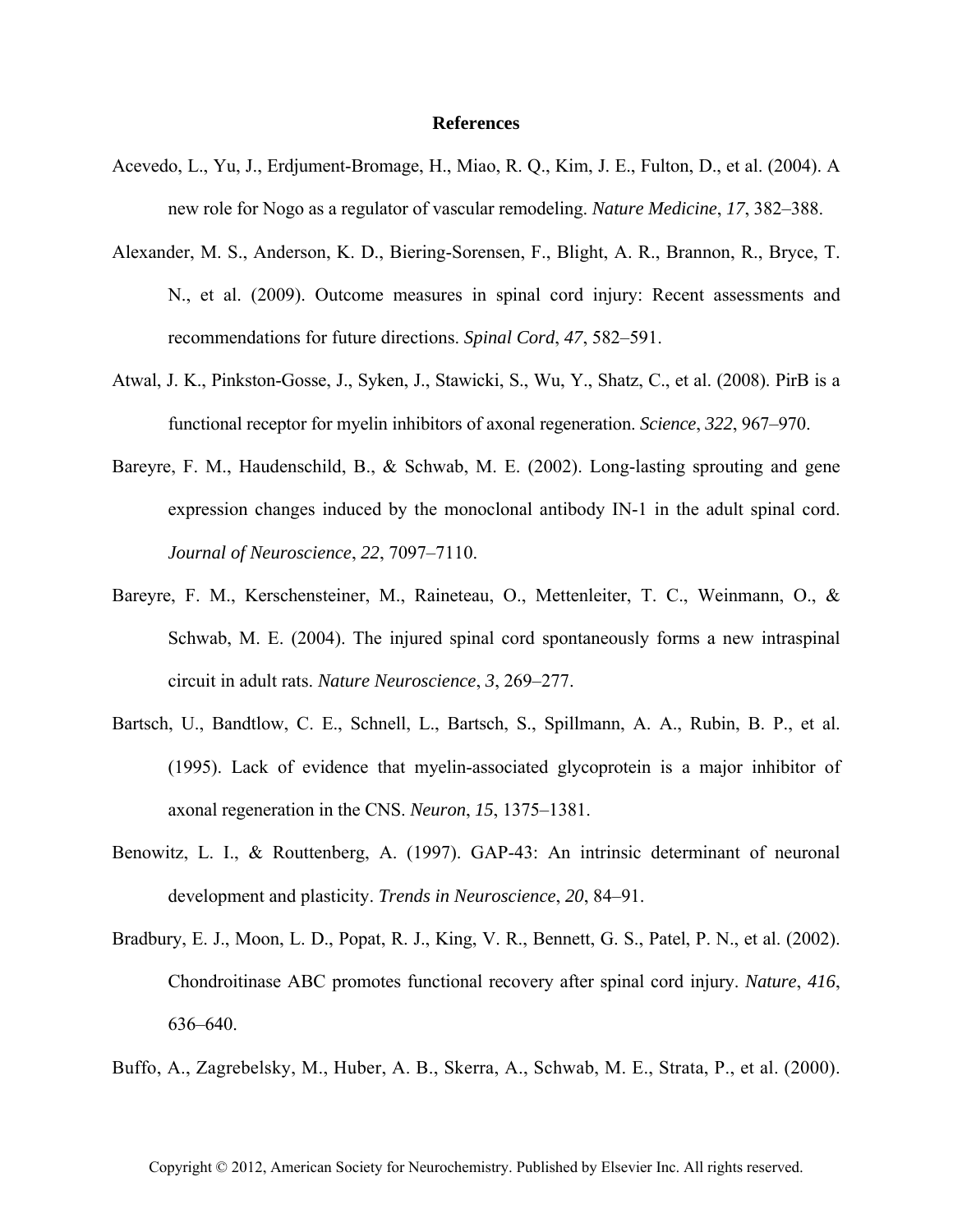# References

Acevedo, L., Yu, J., Erdjument-Bromage, H., Miao, R. Q., Kim, J. E., Fulton, D., et al. (2004). A new role for Nogo as a regulator of vascular remodeling. *Nature Medicine*, *17*, 382–388.

Alexander, M. S., Anderson, K. D., Biering-Sorensen, F., Blight, A. R., Brannon, R., Bryce, T. N., et al. (2009). Outcome measures in spinal cord injury: Recent assessments and recommendations for future directions. *Spinal Cord*, *47*, 582–591.

Atwal, J. K., Pinkston-Gosse, J., Syken, J., Stawicki, S., Wu, Y., Shatz, C., et al. (2008). PirB is a functional receptor for myelin inhibitors of axonal regeneration. *Science*, *322*, 967–970.

Bareyre, F. M., Haudenschild, B., & Schwab, M. E. (2002). Long-lasting sprouting and gene expression changes induced by the monoclonal antibody IN-1 in the adult spinal cord. *Journal of Neuroscience*, *22*, 7097–7110.

Bareyre, F. M., Kerschensteiner, M., Raineteau, O., Mettenleiter, T. C., Weinmann, O., & Schwab, M. E. (2004). The injured spinal cord spontaneously forms a new intraspinal circuit in adult rats. *Nature Neuroscience*, *3*, 269–277.

Bartsch, U., Bandtlow, C. E., Schnell, L., Bartsch, S., Spillmann, A. A., Rubin, B. P., et al. (1995). Lack of evidence that myelin-associated glycoprotein is a major inhibitor of axonal regeneration in the CNS. *Neuron*, *15*, 1375–1381.

Benowitz, L. I., & Routtenberg, A. (1997). GAP-43: An intrinsic determinant of neuronal development and plasticity. *Trends in Neuroscience*, *20*, 84–91.

Bradbury, E. J., Moon, L. D., Popat, R. J., King, V. R., Bennett, G. S., Patel, P. N., et al. (2002). Chondroitinase ABC promotes functional recovery after spinal cord injury. *Nature*, *416*, 636–640.

Buffo, A., Zagrebelsky, M., Huber, A. B., Skerra, A., Schwab, M. E., Strata, P., et al. (2000).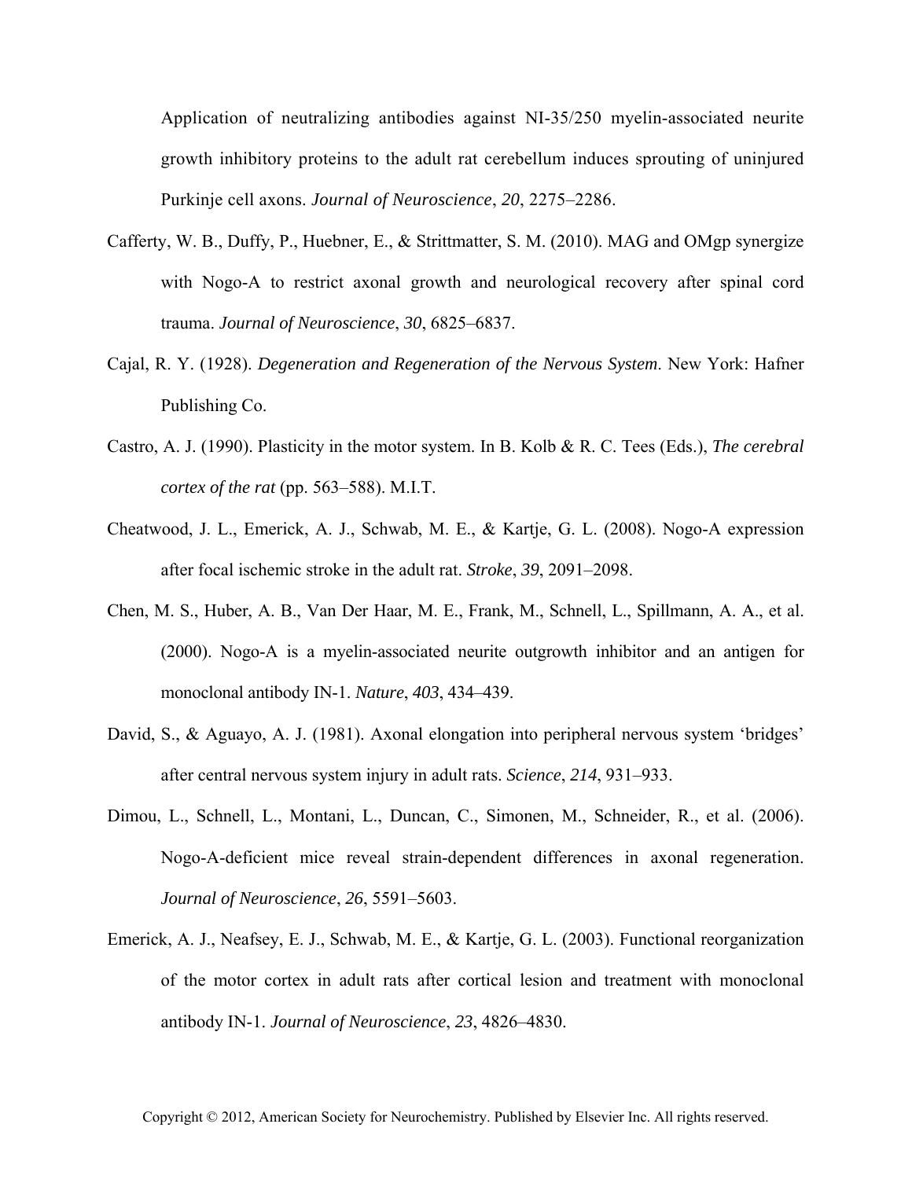Application of neutralizing antibodies against NI-35/250 myelin-associated neurite growth inhibitory proteins to the adult rat cerebellum induces sprouting of uninjured Purkinje cell axons. *Journal of Neuroscience*, *20*, 2275–2286.

Cafferty, W. B., Duffy, P., Huebner, E., & Strittmatter, S. M. (2010). MAG and OMgp synergize with Nogo-A to restrict axonal growth and neurological recovery after spinal cord trauma. *Journal of Neuroscience*, *30*, 6825–6837.

Cajal, R. Y. (1928). *Degeneration and Regeneration of the Nervous System*. New York: Hafner Publishing Co.

Castro, A. J. (1990). Plasticity in the motor system. In B. Kolb & R. C. Tees (Eds.), *The cerebral cortex of the rat* (pp. 563–588). M.I.T.

Cheatwood, J. L., Emerick, A. J., Schwab, M. E., & Kartje, G. L. (2008). Nogo-A expression after focal ischemic stroke in the adult rat. *Stroke*, *39*, 2091–2098.

Chen, M. S., Huber, A. B., Van Der Haar, M. E., Frank, M., Schnell, L., Spillmann, A. A., et al. (2000). Nogo-A is a myelin-associated neurite outgrowth inhibitor and an antigen for monoclonal antibody IN-1. *Nature*, *403*, 434–439.

David, S., & Aguayo, A. J. (1981). Axonal elongation into peripheral nervous system 'bridges' after central nervous system injury in adult rats. *Science*, *214*, 931–933.

Dimou, L., Schnell, L., Montani, L., Duncan, C., Simonen, M., Schneider, R., et al. (2006). Nogo-A-deficient mice reveal strain-dependent differences in axonal regeneration. *Journal of Neuroscience*, *26*, 5591–5603.

Emerick, A. J., Neafsey, E. J., Schwab, M. E., & Kartje, G. L. (2003). Functional reorganization of the motor cortex in adult rats after cortical lesion and treatment with monoclonal antibody IN-1. *Journal of Neuroscience*, *23*, 4826–4830.

Copyright © 2012, American Society for Neurochemistry. Published by Elsevier Inc. All rights reserved.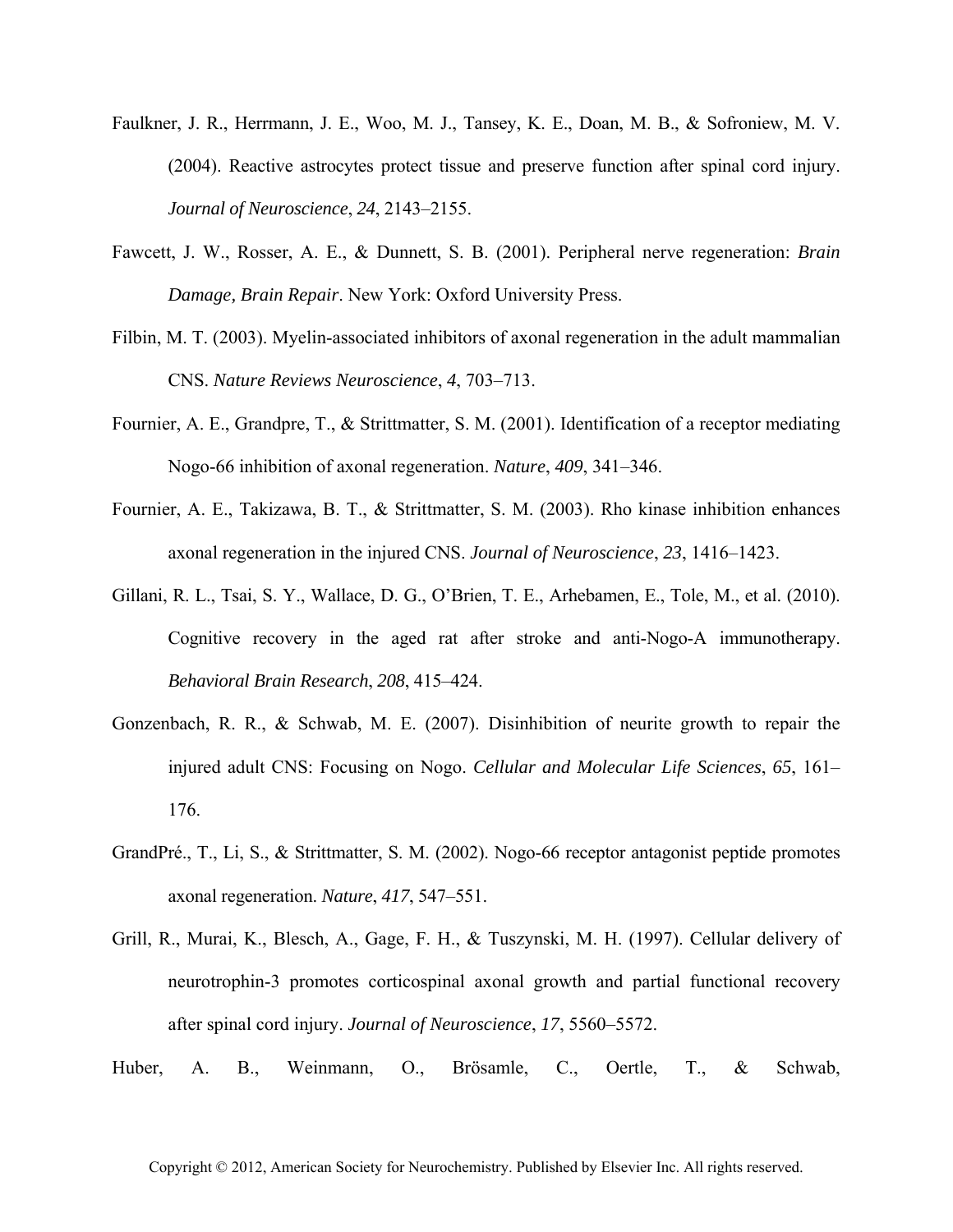Faulkner, J. R., Herrmann, J. E., Woo, M. J., Tansey, K. E., Doan, M. B., & Sofroniew, M. V. (2004). Reactive astrocytes protect tissue and preserve function after spinal cord injury. *Journal of Neuroscience*, *24*, 2143–2155.

Fawcett, J. W., Rosser, A. E., & Dunnett, S. B. (2001). Peripheral nerve regeneration: *Brain Damage, Brain Repair*. New York: Oxford University Press.

Filbin, M. T. (2003). Myelin-associated inhibitors of axonal regeneration in the adult mammalian CNS. *Nature Reviews Neuroscience*, *4*, 703–713.

Fournier, A. E., Grandpre, T., & Strittmatter, S. M. (2001). Identification of a receptor mediating Nogo-66 inhibition of axonal regeneration. *Nature*, *409*, 341–346.

Fournier, A. E., Takizawa, B. T., & Strittmatter, S. M. (2003). Rho kinase inhibition enhances axonal regeneration in the injured CNS. *Journal of Neuroscience*, *23*, 1416–1423.

Gillani, R. L., Tsai, S. Y., Wallace, D. G., O'Brien, T. E., Arhebamen, E., Tole, M., et al. (2010). Cognitive recovery in the aged rat after stroke and anti-Nogo-A immunotherapy. *Behavioral Brain Research*, *208*, 415–424.

Gonzenbach, R. R., & Schwab, M. E. (2007). Disinhibition of neurite growth to repair the injured adult CNS: Focusing on Nogo. *Cellular and Molecular Life Sciences*, *65*, 161–176.

GrandPré., T., Li, S., & Strittmatter, S. M. (2002). Nogo-66 receptor antagonist peptide promotes axonal regeneration. *Nature*, *417*, 547–551.

Grill, R., Murai, K., Blesch, A., Gage, F. H., & Tuszynski, M. H. (1997). Cellular delivery of neurotrophin-3 promotes corticospinal axonal growth and partial functional recovery after spinal cord injury. *Journal of Neuroscience*, *17*, 5560–5572.

Huber, A. B., Weinmann, O., Brösamle, C., Oertle, T., & Schwab,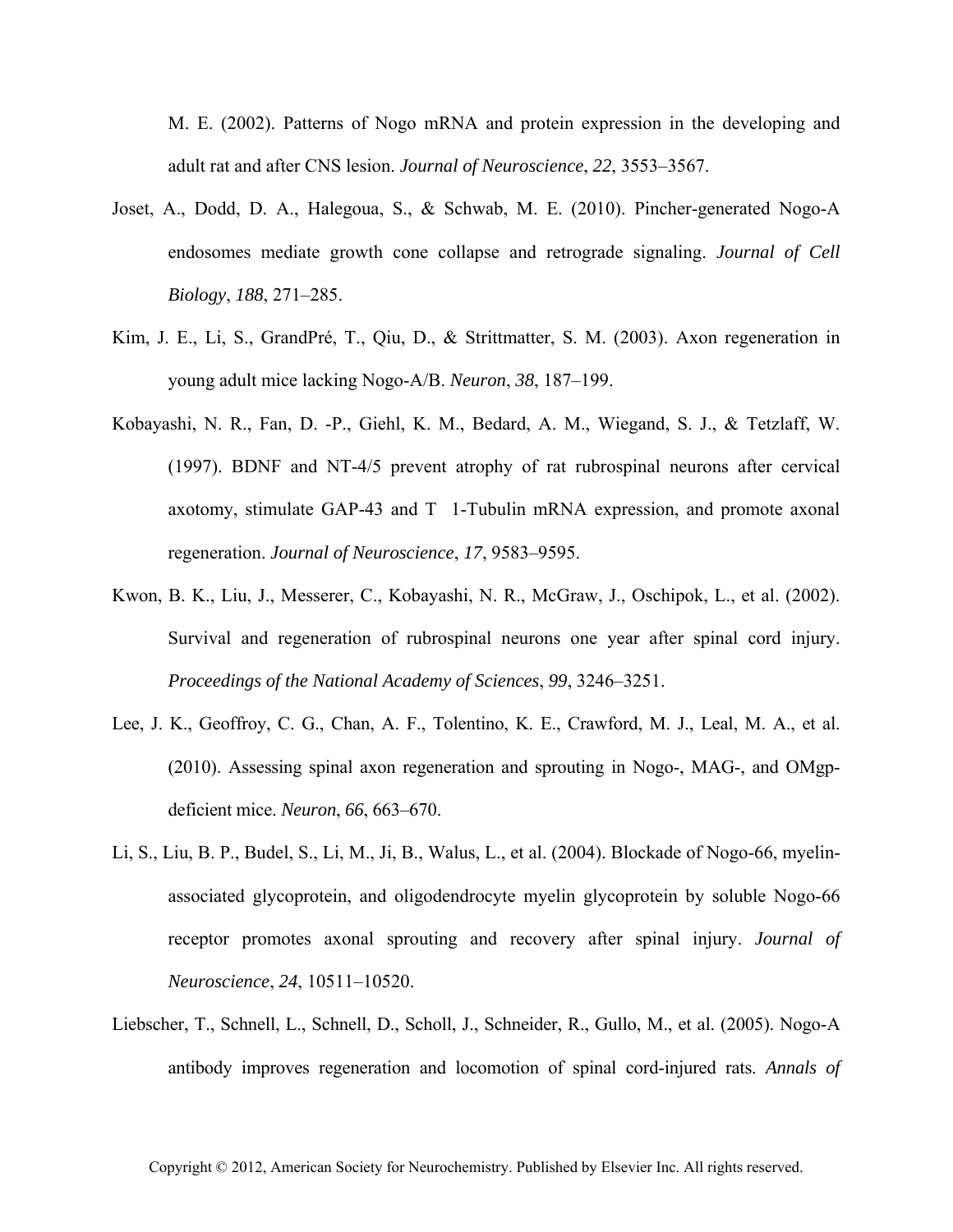M. E. (2002). Patterns of Nogo mRNA and protein expression in the developing and adult rat and after CNS lesion. *Journal of Neuroscience*, *22*, 3553–3567.

Joset, A., Dodd, D. A., Halegoua, S., & Schwab, M. E. (2010). Pincher-generated Nogo-A endosomes mediate growth cone collapse and retrograde signaling. *Journal of Cell Biology*, *188*, 271–285.

Kim, J. E., Li, S., GrandPré, T., Qiu, D., & Strittmatter, S. M. (2003). Axon regeneration in young adult mice lacking Nogo-A/B. *Neuron*, *38*, 187–199.

Kobayashi, N. R., Fan, D. -P., Giehl, K. M., Bedard, A. M., Wiegand, S. J., & Tetzlaff, W. (1997). BDNF and NT-4/5 prevent atrophy of rat rubrospinal neurons after cervical axotomy, stimulate GAP-43 and T 1-Tubulin mRNA expression, and promote axonal regeneration. *Journal of Neuroscience*, *17*, 9583–9595.

Kwon, B. K., Liu, J., Messerer, C., Kobayashi, N. R., McGraw, J., Oschipok, L., et al. (2002). Survival and regeneration of rubrospinal neurons one year after spinal cord injury. *Proceedings of the National Academy of Sciences*, *99*, 3246–3251.

Lee, J. K., Geoffroy, C. G., Chan, A. F., Tolentino, K. E., Crawford, M. J., Leal, M. A., et al. (2010). Assessing spinal axon regeneration and sprouting in Nogo-, MAG-, and OMgp-deficient mice. *Neuron*, *66*, 663–670.

Li, S., Liu, B. P., Budel, S., Li, M., Ji, B., Walus, L., et al. (2004). Blockade of Nogo-66, myelin-associated glycoprotein, and oligodendrocyte myelin glycoprotein by soluble Nogo-66 receptor promotes axonal sprouting and recovery after spinal injury. *Journal of Neuroscience*, *24*, 10511–10520.

Liebscher, T., Schnell, L., Schnell, D., Scholl, J., Schneider, R., Gullo, M., et al. (2005). Nogo-A antibody improves regeneration and locomotion of spinal cord-injured rats. *Annals of*

Copyright © 2012, American Society for Neurochemistry. Published by Elsevier Inc. All rights reserved.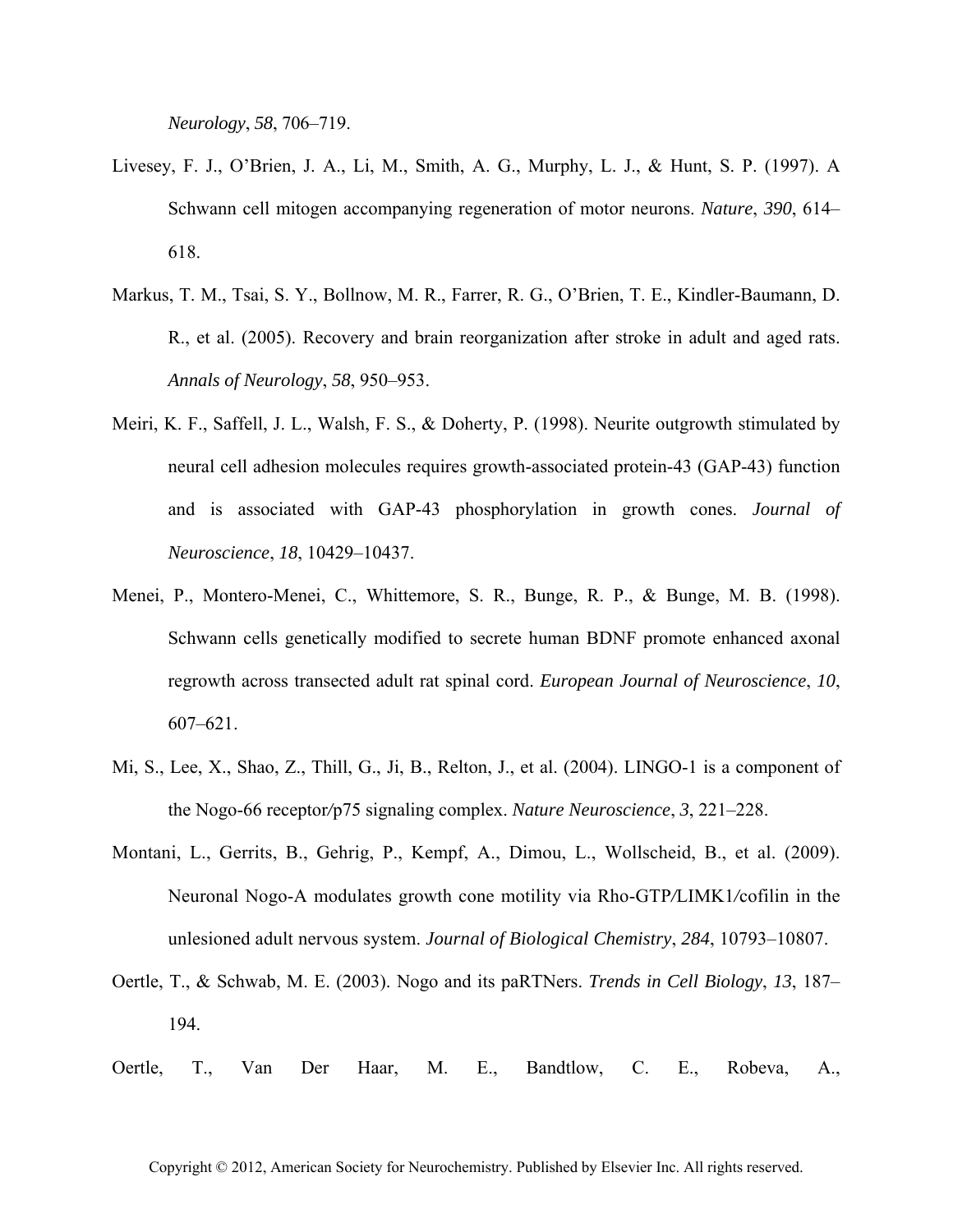*Neurology*, *58*, 706–719.

Livesey, F. J., O'Brien, J. A., Li, M., Smith, A. G., Murphy, L. J., & Hunt, S. P. (1997). A Schwann cell mitogen accompanying regeneration of motor neurons. *Nature*, *390*, 614–618.

Markus, T. M., Tsai, S. Y., Bollnow, M. R., Farrer, R. G., O'Brien, T. E., Kindler-Baumann, D. R., et al. (2005). Recovery and brain reorganization after stroke in adult and aged rats. *Annals of Neurology*, *58*, 950–953.

Meiri, K. F., Saffell, J. L., Walsh, F. S., & Doherty, P. (1998). Neurite outgrowth stimulated by neural cell adhesion molecules requires growth-associated protein-43 (GAP-43) function and is associated with GAP-43 phosphorylation in growth cones. *Journal of Neuroscience*, *18*, 10429–10437.

Menei, P., Montero-Menei, C., Whittemore, S. R., Bunge, R. P., & Bunge, M. B. (1998). Schwann cells genetically modified to secrete human BDNF promote enhanced axonal regrowth across transected adult rat spinal cord. *European Journal of Neuroscience*, *10*, 607–621.

Mi, S., Lee, X., Shao, Z., Thill, G., Ji, B., Relton, J., et al. (2004). LINGO-1 is a component of the Nogo-66 receptor/p75 signaling complex. *Nature Neuroscience*, *3*, 221–228.

Montani, L., Gerrits, B., Gehrig, P., Kempf, A., Dimou, L., Wollscheid, B., et al. (2009). Neuronal Nogo-A modulates growth cone motility via Rho-GTP/LIMK1/cofilin in the unlesioned adult nervous system. *Journal of Biological Chemistry*, *284*, 10793–10807.

Oertle, T., & Schwab, M. E. (2003). Nogo and its paRTNers. *Trends in Cell Biology*, *13*, 187–194.

Oertle, T., Van Der Haar, M. E., Bandtlow, C. E., Robeva, A.,

Copyright © 2012, American Society for Neurochemistry. Published by Elsevier Inc. All rights reserved.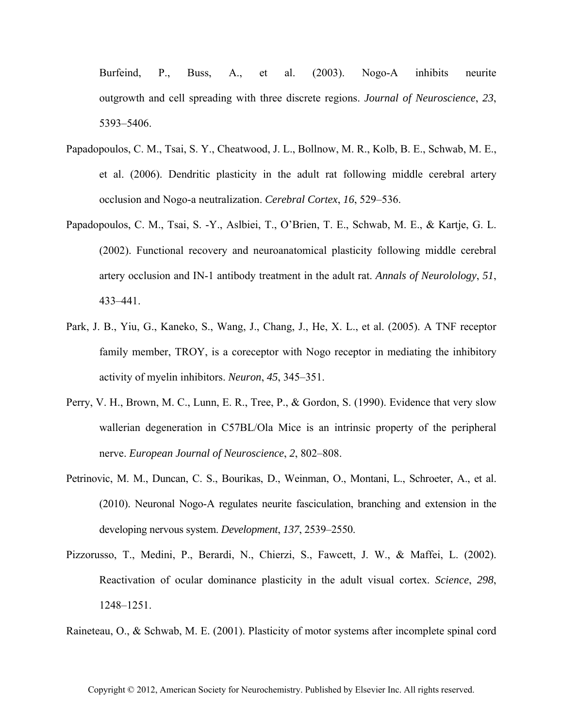Burfeind, P., Buss, A., et al. (2003). Nogo-A inhibits neurite outgrowth and cell spreading with three discrete regions. *Journal of Neuroscience*, *23*, 5393–5406.

Papadopoulos, C. M., Tsai, S. Y., Cheatwood, J. L., Bollnow, M. R., Kolb, B. E., Schwab, M. E., et al. (2006). Dendritic plasticity in the adult rat following middle cerebral artery occlusion and Nogo-a neutralization. *Cerebral Cortex*, *16*, 529–536.

Papadopoulos, C. M., Tsai, S. -Y., Aslbiei, T., O'Brien, T. E., Schwab, M. E., & Kartje, G. L. (2002). Functional recovery and neuroanatomical plasticity following middle cerebral artery occlusion and IN-1 antibody treatment in the adult rat. *Annals of Neurolology*, *51*, 433–441.

Park, J. B., Yiu, G., Kaneko, S., Wang, J., Chang, J., He, X. L., et al. (2005). A TNF receptor family member, TROY, is a coreceptor with Nogo receptor in mediating the inhibitory activity of myelin inhibitors. *Neuron*, *45*, 345–351.

Perry, V. H., Brown, M. C., Lunn, E. R., Tree, P., & Gordon, S. (1990). Evidence that very slow wallerian degeneration in C57BL/Ola Mice is an intrinsic property of the peripheral nerve. *European Journal of Neuroscience*, *2*, 802–808.

Petrinovic, M. M., Duncan, C. S., Bourikas, D., Weinman, O., Montani, L., Schroeter, A., et al. (2010). Neuronal Nogo-A regulates neurite fasciculation, branching and extension in the developing nervous system. *Development*, *137*, 2539–2550.

Pizzorusso, T., Medini, P., Berardi, N., Chierzi, S., Fawcett, J. W., & Maffei, L. (2002). Reactivation of ocular dominance plasticity in the adult visual cortex. *Science*, *298*, 1248–1251.

Raineteau, O., & Schwab, M. E. (2001). Plasticity of motor systems after incomplete spinal cord

Copyright © 2012, American Society for Neurochemistry. Published by Elsevier Inc. All rights reserved.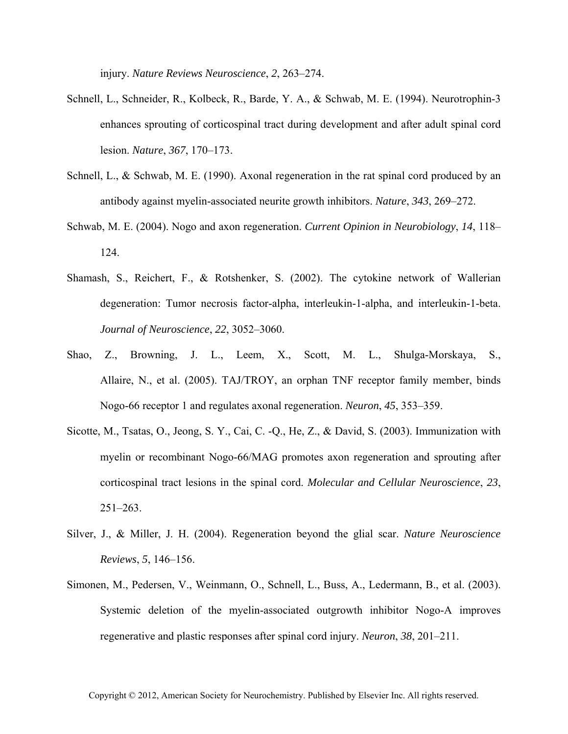injury. *Nature Reviews Neuroscience*, *2*, 263–274.

Schnell, L., Schneider, R., Kolbeck, R., Barde, Y. A., & Schwab, M. E. (1994). Neurotrophin-3 enhances sprouting of corticospinal tract during development and after adult spinal cord lesion. *Nature*, *367*, 170–173.

Schnell, L., & Schwab, M. E. (1990). Axonal regeneration in the rat spinal cord produced by an antibody against myelin-associated neurite growth inhibitors. *Nature*, *343*, 269–272.

Schwab, M. E. (2004). Nogo and axon regeneration. *Current Opinion in Neurobiology*, *14*, 118–124.

Shamash, S., Reichert, F., & Rotshenker, S. (2002). The cytokine network of Wallerian degeneration: Tumor necrosis factor-alpha, interleukin-1-alpha, and interleukin-1-beta. *Journal of Neuroscience*, *22*, 3052–3060.

Shao, Z., Browning, J. L., Leem, X., Scott, M. L., Shulga-Morskaya, S., Allaire, N., et al. (2005). TAJ/TROY, an orphan TNF receptor family member, binds Nogo-66 receptor 1 and regulates axonal regeneration. *Neuron*, *45*, 353–359.

Sicotte, M., Tsatas, O., Jeong, S. Y., Cai, C. -Q., He, Z., & David, S. (2003). Immunization with myelin or recombinant Nogo-66/MAG promotes axon regeneration and sprouting after corticospinal tract lesions in the spinal cord. *Molecular and Cellular Neuroscience*, *23*, 251–263.

Silver, J., & Miller, J. H. (2004). Regeneration beyond the glial scar. *Nature Neuroscience Reviews*, *5*, 146–156.

Simonen, M., Pedersen, V., Weinmann, O., Schnell, L., Buss, A., Ledermann, B., et al. (2003). Systemic deletion of the myelin-associated outgrowth inhibitor Nogo-A improves regenerative and plastic responses after spinal cord injury. *Neuron*, *38*, 201–211.

Copyright © 2012, American Society for Neurochemistry. Published by Elsevier Inc. All rights reserved.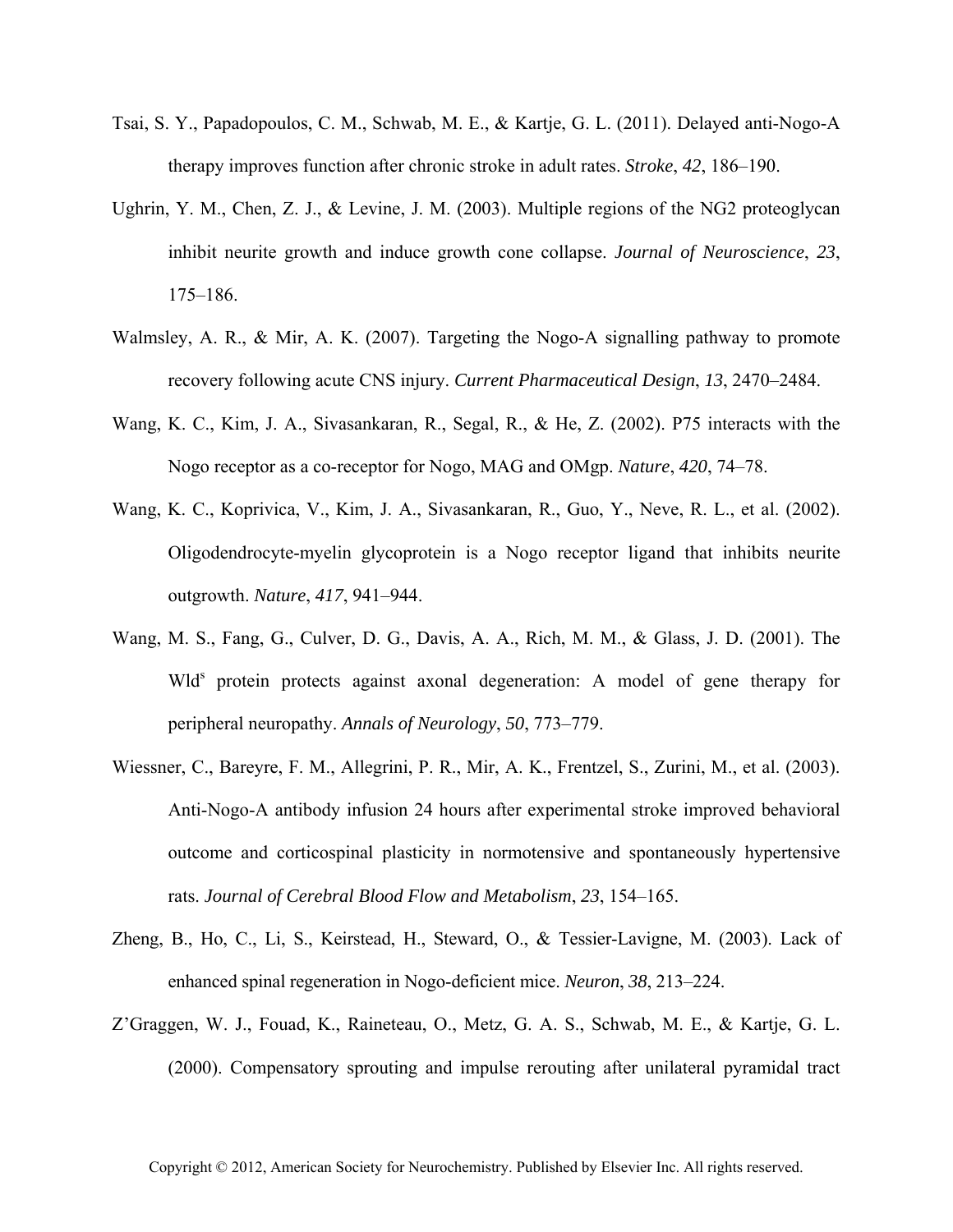Tsai, S. Y., Papadopoulos, C. M., Schwab, M. E., & Kartje, G. L. (2011). Delayed anti-Nogo-A therapy improves function after chronic stroke in adult rates. *Stroke*, *42*, 186–190.

Ughrin, Y. M., Chen, Z. J., & Levine, J. M. (2003). Multiple regions of the NG2 proteoglycan inhibit neurite growth and induce growth cone collapse. *Journal of Neuroscience*, *23*, 175–186.

Walmsley, A. R., & Mir, A. K. (2007). Targeting the Nogo-A signalling pathway to promote recovery following acute CNS injury. *Current Pharmaceutical Design*, *13*, 2470–2484.

Wang, K. C., Kim, J. A., Sivasankaran, R., Segal, R., & He, Z. (2002). P75 interacts with the Nogo receptor as a co-receptor for Nogo, MAG and OMgp. *Nature*, *420*, 74–78.

Wang, K. C., Koprivica, V., Kim, J. A., Sivasankaran, R., Guo, Y., Neve, R. L., et al. (2002). Oligodendrocyte-myelin glycoprotein is a Nogo receptor ligand that inhibits neurite outgrowth. *Nature*, *417*, 941–944.

Wang, M. S., Fang, G., Culver, D. G., Davis, A. A., Rich, M. M., & Glass, J. D. (2001). The Wld$^s$ protein protects against axonal degeneration: A model of gene therapy for peripheral neuropathy. *Annals of Neurology*, *50*, 773–779.

Wiessner, C., Bareyre, F. M., Allegrini, P. R., Mir, A. K., Frentzel, S., Zurini, M., et al. (2003). Anti-Nogo-A antibody infusion 24 hours after experimental stroke improved behavioral outcome and corticospinal plasticity in normotensive and spontaneously hypertensive rats. *Journal of Cerebral Blood Flow and Metabolism*, *23*, 154–165.

Zheng, B., Ho, C., Li, S., Keirstead, H., Steward, O., & Tessier-Lavigne, M. (2003). Lack of enhanced spinal regeneration in Nogo-deficient mice. *Neuron*, *38*, 213–224.

Z'Graggen, W. J., Fouad, K., Raineteau, O., Metz, G. A. S., Schwab, M. E., & Kartje, G. L. (2000). Compensatory sprouting and impulse rerouting after unilateral pyramidal tract

Copyright © 2012, American Society for Neurochemistry. Published by Elsevier Inc. All rights reserved.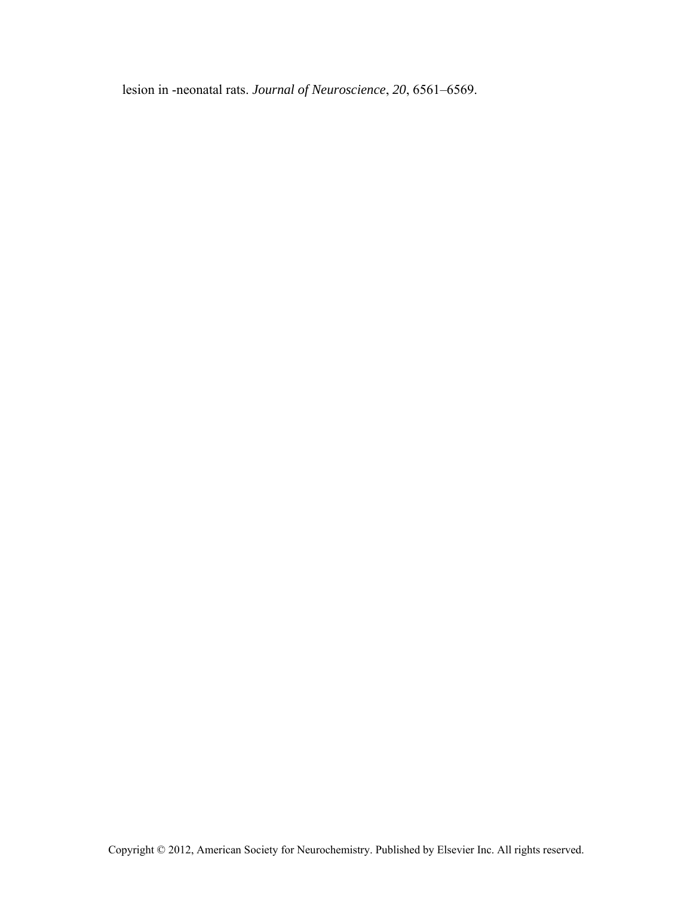lesion in -neonatal rats. *Journal of Neuroscience*, *20*, 6561–6569.

Copyright © 2012, American Society for Neurochemistry. Published by Elsevier Inc. All rights reserved.